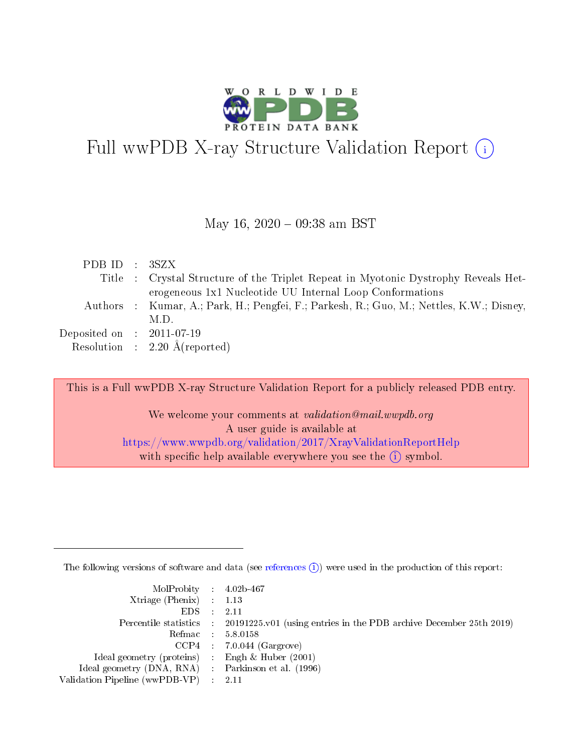# Full wwPDB X-ray Structure Validation Report (i)

May 16, 2020 – 09:38 am BST

| | | |
|---|---|---|
| PDB ID | : | 3SZX |
| Title | : | Crystal Structure of the Triplet Repeat in Myotonic Dystrophy Reveals Heterogeneous 1x1 Nucleotide UU Internal Loop Conformations |
| Authors | : | Kumar, A.; Park, H.; Pengfei, F.; Parkesh, R.; Guo, M.; Nettles, K.W.; Disney, M.D. |
| Deposited on | : | 2011-07-19 |
| Resolution | : | 2.20 Å(reported) |

This is a Full wwPDB X-ray Structure Validation Report for a publicly released PDB entry.

We welcome your comments at *validation@mail.wwpdb.org*
A user guide is available at
https://www.wwpdb.org/validation/2017/XrayValidationReportHelp
with specific help available everywhere you see the (i) symbol.

---

The following versions of software and data (see references (i)) were used in the production of this report:

| | | |
|---|---|---|
| MolProbity | : | 4.02b-467 |
| Xtriage (Phenix) | : | 1.13 |
| EDS | : | 2.11 |
| Percentile statistics | : | 20191225.v01 (using entries in the PDB archive December 25th 2019) |
| Refmac | : | 5.8.0158 |
| CCP4 | : | 7.0.044 (Gargrove) |
| Ideal geometry (proteins) | : | Engh & Huber (2001) |
| Ideal geometry (DNA, RNA) | : | Parkinson et al. (1996) |
| Validation Pipeline (wwPDB-VP) | : | 2.11 |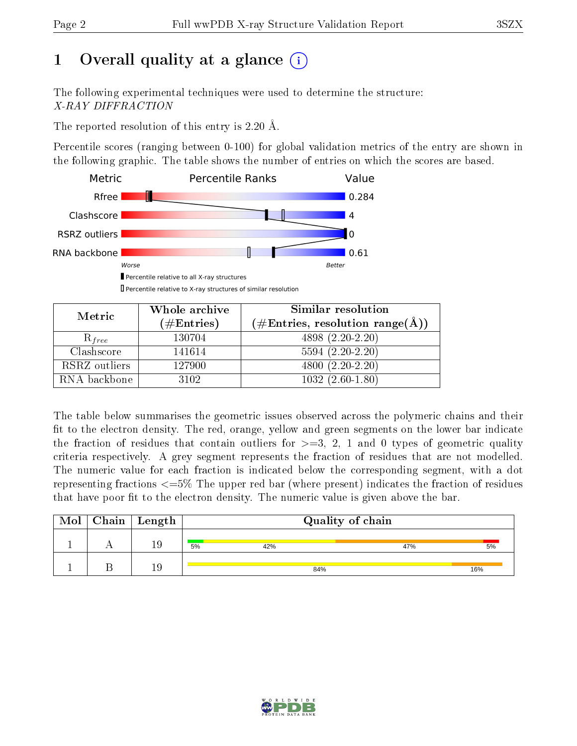# 1 Overall quality at a glance

The following experimental techniques were used to determine the structure:
*X-RAY DIFFRACTION*

The reported resolution of this entry is 2.20 Å.

Percentile scores (ranging between 0-100) for global validation metrics of the entry are shown in the following graphic. The table shows the number of entries on which the scores are based.

| Metric | Value |
|---|---|
| Rfree | 0.284 |
| Clashscore | 4 |
| RSRZ outliers | 0 |
| RNA backbone | 0.61 |

Worse — Better

Percentile relative to all X-ray structures

Percentile relative to X-ray structures of similar resolution

| Metric | Whole archive (#Entries) | Similar resolution (#Entries, resolution range(Å)) |
|---|---|---|
| $R_{free}$ | 130704 | 4898 (2.20-2.20) |
| Clashscore | 141614 | 5594 (2.20-2.20) |
| RSRZ outliers | 127900 | 4800 (2.20-2.20) |
| RNA backbone | 3102 | 1032 (2.60-1.80) |

The table below summarises the geometric issues observed across the polymeric chains and their fit to the electron density. The red, orange, yellow and green segments on the lower bar indicate the fraction of residues that contain outliers for >=3, 2, 1 and 0 types of geometric quality criteria respectively. A grey segment represents the fraction of residues that are not modelled. The numeric value for each fraction is indicated below the corresponding segment, with a dot representing fractions <=5% The upper red bar (where present) indicates the fraction of residues that have poor fit to the electron density. The numeric value is given above the bar.

| Mol | Chain | Length | Quality of chain |
|---|---|---|---|
| 1 | A | 19 | 5% 42% 47% 5% |
| 1 | B | 19 | 84% 16% |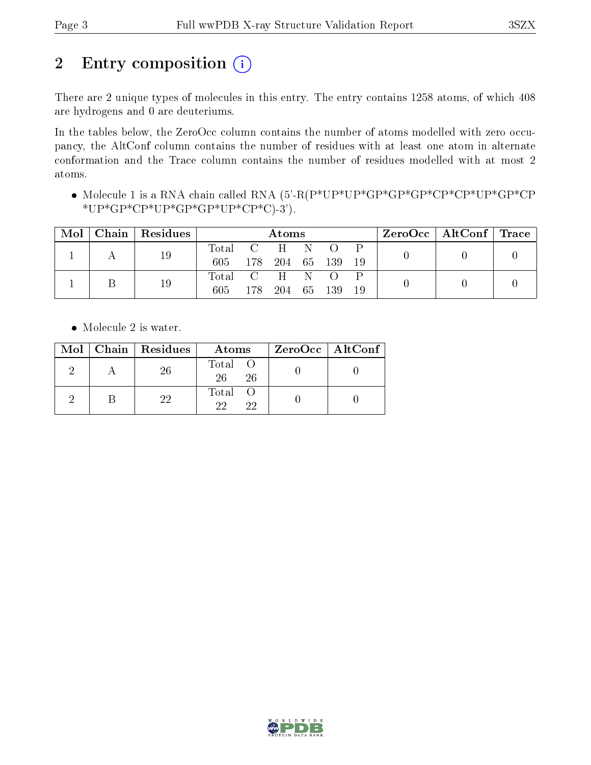# 2 Entry composition (i)

There are 2 unique types of molecules in this entry. The entry contains 1258 atoms, of which 408 are hydrogens and 0 are deuteriums.

In the tables below, the ZeroOcc column contains the number of atoms modelled with zero occupancy, the AltConf column contains the number of residues with at least one atom in alternate conformation and the Trace column contains the number of residues modelled with at most 2 atoms.

- Molecule 1 is a RNA chain called RNA (5'-R(P*UP*UP*GP*GP*GP*CP*CP*UP*GP*CP *UP*GP*CP*UP*GP*GP*UP*CP*C)-3').

| Mol | Chain | Residues | Atoms | | | | | | ZeroOcc | AltConf | Trace |
|---|---|---|---|---|---|---|---|---|---|---|---|
| | | | Total | C | H | N | O | P | | | |
| 1 | A | 19 | 605 | 178 | 204 | 65 | 139 | 19 | 0 | 0 | 0 |
| 1 | B | 19 | 605 | 178 | 204 | 65 | 139 | 19 | 0 | 0 | 0 |

- Molecule 2 is water.

| Mol | Chain | Residues | Atoms | | ZeroOcc | AltConf |
|---|---|---|---|---|---|---|
| | | | Total | O | | |
| 2 | A | 26 | 26 | 26 | 0 | 0 |
| 2 | B | 22 | 22 | 22 | 0 | 0 |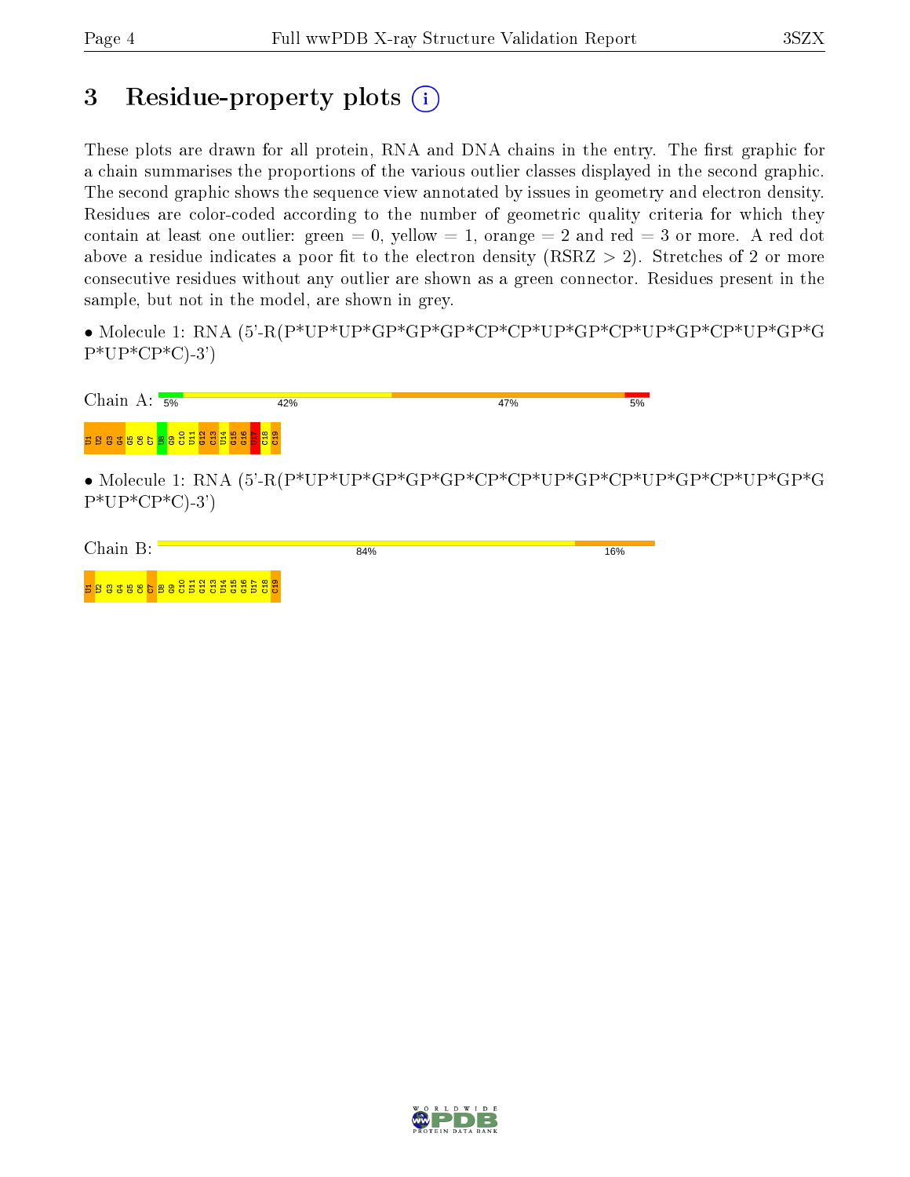# 3 Residue-property plots

These plots are drawn for all protein, RNA and DNA chains in the entry. The first graphic for a chain summarises the proportions of the various outlier classes displayed in the second graphic. The second graphic shows the sequence view annotated by issues in geometry and electron density. Residues are color-coded according to the number of geometric quality criteria for which they contain at least one outlier: green = 0, yellow = 1, orange = 2 and red = 3 or more. A red dot above a residue indicates a poor fit to the electron density (RSRZ > 2). Stretches of 2 or more consecutive residues without any outlier are shown as a green connector. Residues present in the sample, but not in the model, are shown in grey.

• Molecule 1: RNA (5'-R(P*UP*UP*GP*GP*GP*CP*CP*UP*GP*CP*UP*GP*CP*UP*GP*GP*UP*CP*C)-3')

Chain A: 5% 42% 47% 5%

U1 U2 G3 G4 G5 C6 C7 U8 G9 C10 U11 G12 C13 U14 G15 G16 U17 C18 C19

• Molecule 1: RNA (5'-R(P*UP*UP*GP*GP*GP*CP*CP*UP*GP*CP*UP*GP*CP*UP*GP*GP*UP*CP*C)-3')

Chain B: 84% 16%

U1 U2 G3 G4 G5 C6 C7 U8 G9 C10 U11 G12 C13 U14 G15 G16 U17 C18 C19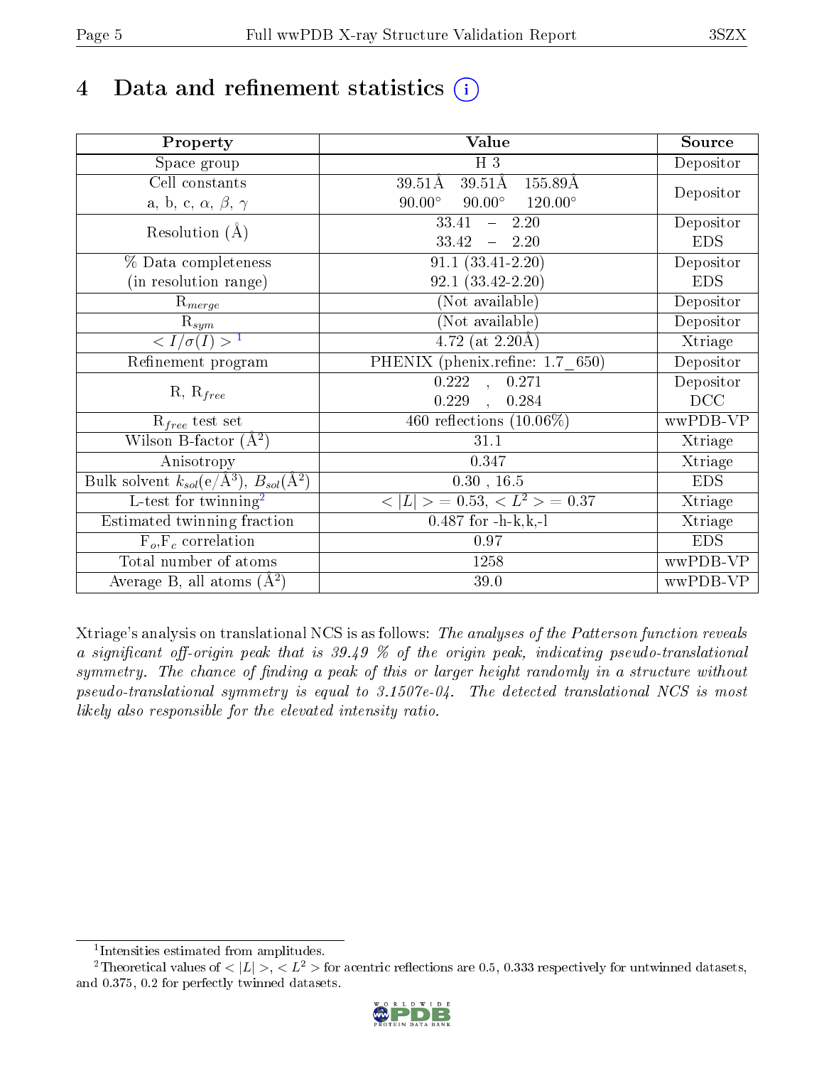# 4 Data and refinement statistics (i)

| Property | Value | Source |
|---|---|---|
| Space group | H 3 | Depositor |
| Cell constants<br>a, b, c, $\alpha$, $\beta$, $\gamma$ | 39.51Å 39.51Å 155.89Å<br>90.00° 90.00° 120.00° | Depositor |
| Resolution (Å) | 33.41 – 2.20 | Depositor |
| | 33.42 – 2.20 | EDS |
| % Data completeness<br>(in resolution range) | 91.1 (33.41-2.20) | Depositor |
| | 92.1 (33.42-2.20) | EDS |
| $R_{merge}$ | (Not available) | Depositor |
| $R_{sym}$ | (Not available) | Depositor |
| $< I/\sigma(I) >$ [1] | 4.72 (at 2.20Å) | Xtriage |
| Refinement program | PHENIX (phenix.refine: 1.7_650) | Depositor |
| R, $R_{free}$ | 0.222 , 0.271 | Depositor |
| | 0.229 , 0.284 | DCC |
| $R_{free}$ test set | 460 reflections (10.06%) | wwPDB-VP |
| Wilson B-factor (Å$^2$) | 31.1 | Xtriage |
| Anisotropy | 0.347 | Xtriage |
| Bulk solvent $k_{sol}$(e/Å$^3$), $B_{sol}$(Å$^2$) | 0.30 , 16.5 | EDS |
| L-test for twinning[2] | $< \|L\| > = 0.53$, $< L^2 > = 0.37$ | Xtriage |
| Estimated twinning fraction | 0.487 for -h-k,k,-l | Xtriage |
| $F_o$,$F_c$ correlation | 0.97 | EDS |
| Total number of atoms | 1258 | wwPDB-VP |
| Average B, all atoms (Å$^2$) | 39.0 | wwPDB-VP |

Xtriage's analysis on translational NCS is as follows: *The analyses of the Patterson function reveals a significant off-origin peak that is 39.49 % of the origin peak, indicating pseudo-translational symmetry. The chance of finding a peak of this or larger height randomly in a structure without pseudo-translational symmetry is equal to 3.1507e-04. The detected translational NCS is most likely also responsible for the elevated intensity ratio.*

[1] Intensities estimated from amplitudes.

[2] Theoretical values of $< |L| >$, $< L^2 >$ for acentric reflections are 0.5, 0.333 respectively for untwinned datasets, and 0.375, 0.2 for perfectly twinned datasets.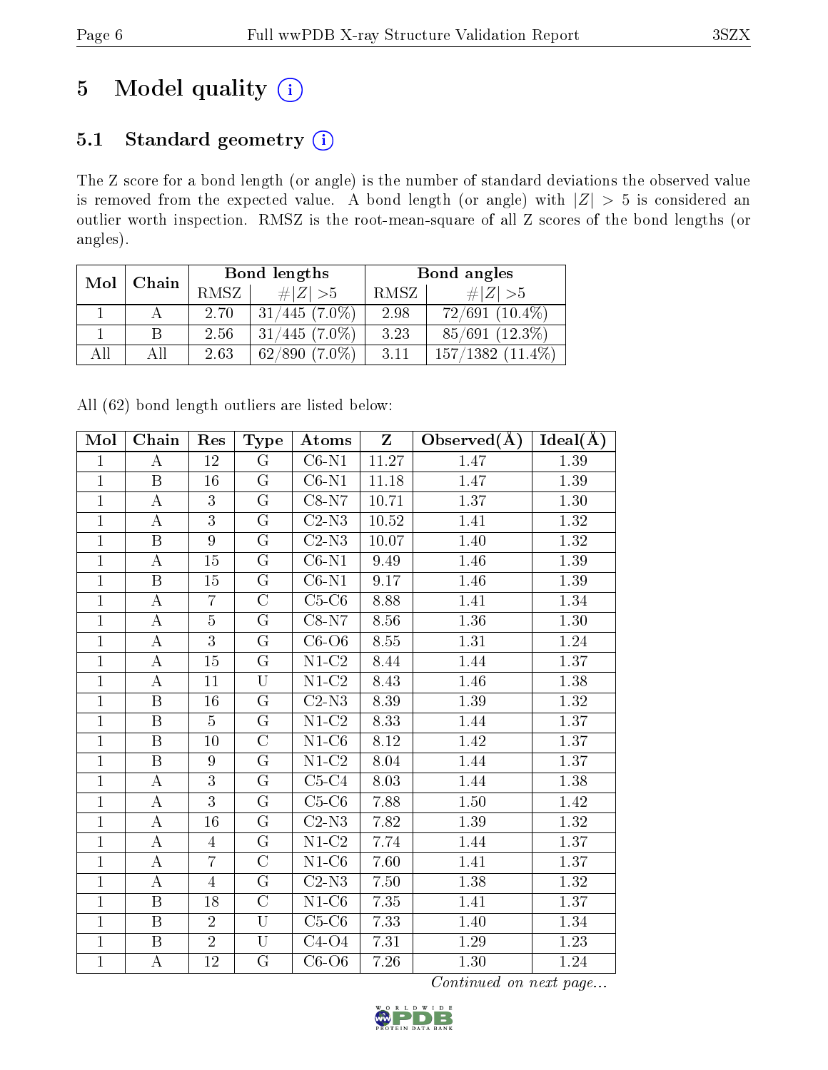# 5 Model quality

## 5.1 Standard geometry

The Z score for a bond length (or angle) is the number of standard deviations the observed value is removed from the expected value. A bond length (or angle) with $|Z| > 5$ is considered an outlier worth inspection. RMSZ is the root-mean-square of all Z scores of the bond lengths (or angles).

| Mol | Chain | Bond lengths | | Bond angles | |
|---|---|---|---|---|---|
| | | RMSZ | #$|Z|$ >5 | RMSZ | #$|Z|$ >5 |
| 1 | A | 2.70 | 31/445 (7.0%) | 2.98 | 72/691 (10.4%) |
| 1 | B | 2.56 | 31/445 (7.0%) | 3.23 | 85/691 (12.3%) |
| All | All | 2.63 | 62/890 (7.0%) | 3.11 | 157/1382 (11.4%) |

All (62) bond length outliers are listed below:

| Mol | Chain | Res | Type | Atoms | Z | Observed(Å) | Ideal(Å) |
|---|---|---|---|---|---|---|---|
| 1 | A | 12 | G | C6-N1 | 11.27 | 1.47 | 1.39 |
| 1 | B | 16 | G | C6-N1 | 11.18 | 1.47 | 1.39 |
| 1 | A | 3 | G | C8-N7 | 10.71 | 1.37 | 1.30 |
| 1 | A | 3 | G | C2-N3 | 10.52 | 1.41 | 1.32 |
| 1 | B | 9 | G | C2-N3 | 10.07 | 1.40 | 1.32 |
| 1 | A | 15 | G | C6-N1 | 9.49 | 1.46 | 1.39 |
| 1 | B | 15 | G | C6-N1 | 9.17 | 1.46 | 1.39 |
| 1 | A | 7 | C | C5-C6 | 8.88 | 1.41 | 1.34 |
| 1 | A | 5 | G | C8-N7 | 8.56 | 1.36 | 1.30 |
| 1 | A | 3 | G | C6-O6 | 8.55 | 1.31 | 1.24 |
| 1 | A | 15 | G | N1-C2 | 8.44 | 1.44 | 1.37 |
| 1 | A | 11 | U | N1-C2 | 8.43 | 1.46 | 1.38 |
| 1 | B | 16 | G | C2-N3 | 8.39 | 1.39 | 1.32 |
| 1 | B | 5 | G | N1-C2 | 8.33 | 1.44 | 1.37 |
| 1 | B | 10 | C | N1-C6 | 8.12 | 1.42 | 1.37 |
| 1 | B | 9 | G | N1-C2 | 8.04 | 1.44 | 1.37 |
| 1 | A | 3 | G | C5-C4 | 8.03 | 1.44 | 1.38 |
| 1 | A | 3 | G | C5-C6 | 7.88 | 1.50 | 1.42 |
| 1 | A | 16 | G | C2-N3 | 7.82 | 1.39 | 1.32 |
| 1 | A | 4 | G | N1-C2 | 7.74 | 1.44 | 1.37 |
| 1 | A | 7 | C | N1-C6 | 7.60 | 1.41 | 1.37 |
| 1 | A | 4 | G | C2-N3 | 7.50 | 1.38 | 1.32 |
| 1 | B | 18 | C | N1-C6 | 7.35 | 1.41 | 1.37 |
| 1 | B | 2 | U | C5-C6 | 7.33 | 1.40 | 1.34 |
| 1 | B | 2 | U | C4-O4 | 7.31 | 1.29 | 1.23 |
| 1 | A | 12 | G | C6-O6 | 7.26 | 1.30 | 1.24 |

*Continued on next page...*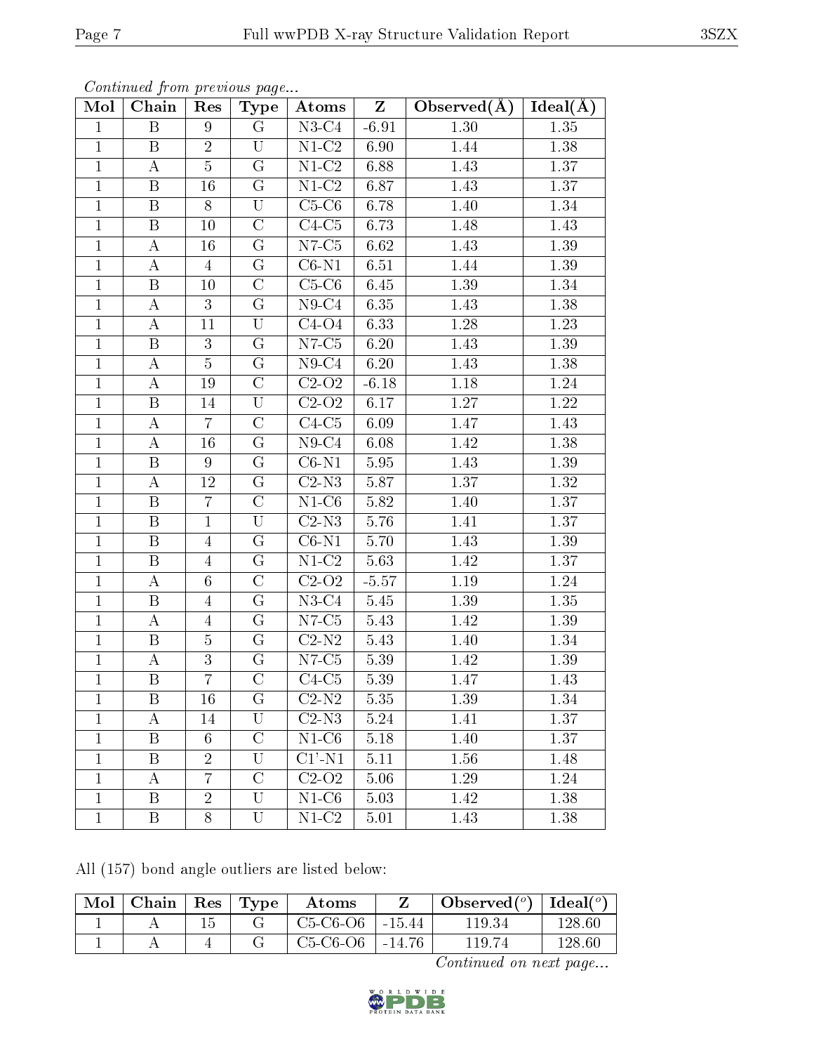*Continued from previous page...*

| Mol | Chain | Res | Type | Atoms | Z | Observed(Å) | Ideal(Å) |
|---|---|---|---|---|---|---|---|
| 1 | B | 9 | G | N3-C4 | -6.91 | 1.30 | 1.35 |
| 1 | B | 2 | U | N1-C2 | 6.90 | 1.44 | 1.38 |
| 1 | A | 5 | G | N1-C2 | 6.88 | 1.43 | 1.37 |
| 1 | B | 16 | G | N1-C2 | 6.87 | 1.43 | 1.37 |
| 1 | B | 8 | U | C5-C6 | 6.78 | 1.40 | 1.34 |
| 1 | B | 10 | C | C4-C5 | 6.73 | 1.48 | 1.43 |
| 1 | A | 16 | G | N7-C5 | 6.62 | 1.43 | 1.39 |
| 1 | A | 4 | G | C6-N1 | 6.51 | 1.44 | 1.39 |
| 1 | B | 10 | C | C5-C6 | 6.45 | 1.39 | 1.34 |
| 1 | A | 3 | G | N9-C4 | 6.35 | 1.43 | 1.38 |
| 1 | A | 11 | U | C4-O4 | 6.33 | 1.28 | 1.23 |
| 1 | B | 3 | G | N7-C5 | 6.20 | 1.43 | 1.39 |
| 1 | A | 5 | G | N9-C4 | 6.20 | 1.43 | 1.38 |
| 1 | A | 19 | C | C2-O2 | -6.18 | 1.18 | 1.24 |
| 1 | B | 14 | U | C2-O2 | 6.17 | 1.27 | 1.22 |
| 1 | A | 7 | C | C4-C5 | 6.09 | 1.47 | 1.43 |
| 1 | A | 16 | G | N9-C4 | 6.08 | 1.42 | 1.38 |
| 1 | B | 9 | G | C6-N1 | 5.95 | 1.43 | 1.39 |
| 1 | A | 12 | G | C2-N3 | 5.87 | 1.37 | 1.32 |
| 1 | B | 7 | C | N1-C6 | 5.82 | 1.40 | 1.37 |
| 1 | B | 1 | U | C2-N3 | 5.76 | 1.41 | 1.37 |
| 1 | B | 4 | G | C6-N1 | 5.70 | 1.43 | 1.39 |
| 1 | B | 4 | G | N1-C2 | 5.63 | 1.42 | 1.37 |
| 1 | A | 6 | C | C2-O2 | -5.57 | 1.19 | 1.24 |
| 1 | B | 4 | G | N3-C4 | 5.45 | 1.39 | 1.35 |
| 1 | A | 4 | G | N7-C5 | 5.43 | 1.42 | 1.39 |
| 1 | B | 5 | G | C2-N2 | 5.43 | 1.40 | 1.34 |
| 1 | A | 3 | G | N7-C5 | 5.39 | 1.42 | 1.39 |
| 1 | B | 7 | C | C4-C5 | 5.39 | 1.47 | 1.43 |
| 1 | B | 16 | G | C2-N2 | 5.35 | 1.39 | 1.34 |
| 1 | A | 14 | U | C2-N3 | 5.24 | 1.41 | 1.37 |
| 1 | B | 6 | C | N1-C6 | 5.18 | 1.40 | 1.37 |
| 1 | B | 2 | U | C1'-N1 | 5.11 | 1.56 | 1.48 |
| 1 | A | 7 | C | C2-O2 | 5.06 | 1.29 | 1.24 |
| 1 | B | 2 | U | N1-C6 | 5.03 | 1.42 | 1.38 |
| 1 | B | 8 | U | N1-C2 | 5.01 | 1.43 | 1.38 |

All (157) bond angle outliers are listed below:

| Mol | Chain | Res | Type | Atoms | Z | Observed(°) | Ideal(°) |
|---|---|---|---|---|---|---|---|
| 1 | A | 15 | G | C5-C6-O6 | -15.44 | 119.34 | 128.60 |
| 1 | A | 4 | G | C5-C6-O6 | -14.76 | 119.74 | 128.60 |

*Continued on next page...*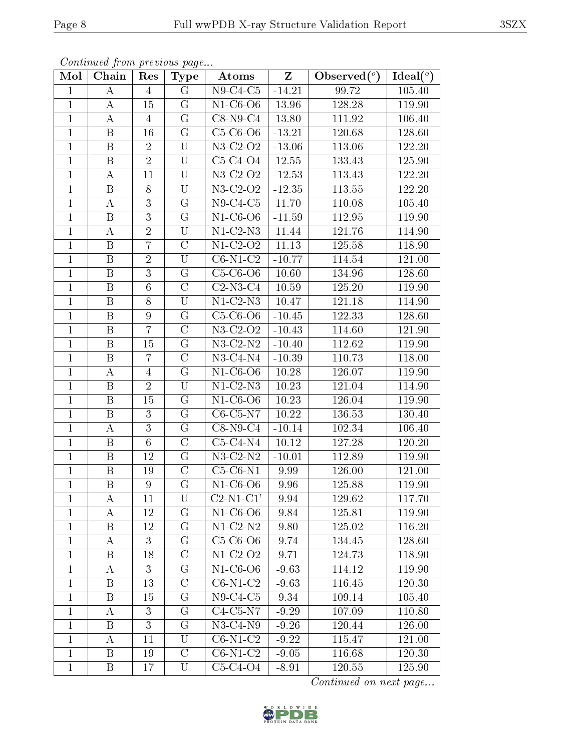*Continued from previous page...*

| Mol | Chain | Res | Type | Atoms | Z | Observed(°) | Ideal(°) |
|---|---|---|---|---|---|---|---|
| 1 | A | 4 | G | N9-C4-C5 | -14.21 | 99.72 | 105.40 |
| 1 | A | 15 | G | N1-C6-O6 | 13.96 | 128.28 | 119.90 |
| 1 | A | 4 | G | C8-N9-C4 | 13.80 | 111.92 | 106.40 |
| 1 | B | 16 | G | C5-C6-O6 | -13.21 | 120.68 | 128.60 |
| 1 | B | 2 | U | N3-C2-O2 | -13.06 | 113.06 | 122.20 |
| 1 | B | 2 | U | C5-C4-O4 | 12.55 | 133.43 | 125.90 |
| 1 | A | 11 | U | N3-C2-O2 | -12.53 | 113.43 | 122.20 |
| 1 | B | 8 | U | N3-C2-O2 | -12.35 | 113.55 | 122.20 |
| 1 | A | 3 | G | N9-C4-C5 | 11.70 | 110.08 | 105.40 |
| 1 | B | 3 | G | N1-C6-O6 | -11.59 | 112.95 | 119.90 |
| 1 | A | 2 | U | N1-C2-N3 | 11.44 | 121.76 | 114.90 |
| 1 | B | 7 | C | N1-C2-O2 | 11.13 | 125.58 | 118.90 |
| 1 | B | 2 | U | C6-N1-C2 | -10.77 | 114.54 | 121.00 |
| 1 | B | 3 | G | C5-C6-O6 | 10.60 | 134.96 | 128.60 |
| 1 | B | 6 | C | C2-N3-C4 | 10.59 | 125.20 | 119.90 |
| 1 | B | 8 | U | N1-C2-N3 | 10.47 | 121.18 | 114.90 |
| 1 | B | 9 | G | C5-C6-O6 | -10.45 | 122.33 | 128.60 |
| 1 | B | 7 | C | N3-C2-O2 | -10.43 | 114.60 | 121.90 |
| 1 | B | 15 | G | N3-C2-N2 | -10.40 | 112.62 | 119.90 |
| 1 | B | 7 | C | N3-C4-N4 | -10.39 | 110.73 | 118.00 |
| 1 | A | 4 | G | N1-C6-O6 | 10.28 | 126.07 | 119.90 |
| 1 | B | 2 | U | N1-C2-N3 | 10.23 | 121.04 | 114.90 |
| 1 | B | 15 | G | N1-C6-O6 | 10.23 | 126.04 | 119.90 |
| 1 | B | 3 | G | C6-C5-N7 | 10.22 | 136.53 | 130.40 |
| 1 | A | 3 | G | C8-N9-C4 | -10.14 | 102.34 | 106.40 |
| 1 | B | 6 | C | C5-C4-N4 | 10.12 | 127.28 | 120.20 |
| 1 | B | 12 | G | N3-C2-N2 | -10.01 | 112.89 | 119.90 |
| 1 | B | 19 | C | C5-C6-N1 | 9.99 | 126.00 | 121.00 |
| 1 | B | 9 | G | N1-C6-O6 | 9.96 | 125.88 | 119.90 |
| 1 | A | 11 | U | C2-N1-C1' | 9.94 | 129.62 | 117.70 |
| 1 | A | 12 | G | N1-C6-O6 | 9.84 | 125.81 | 119.90 |
| 1 | B | 12 | G | N1-C2-N2 | 9.80 | 125.02 | 116.20 |
| 1 | A | 3 | G | C5-C6-O6 | 9.74 | 134.45 | 128.60 |
| 1 | B | 18 | C | N1-C2-O2 | 9.71 | 124.73 | 118.90 |
| 1 | A | 3 | G | N1-C6-O6 | -9.63 | 114.12 | 119.90 |
| 1 | B | 13 | C | C6-N1-C2 | -9.63 | 116.45 | 120.30 |
| 1 | B | 15 | G | N9-C4-C5 | 9.34 | 109.14 | 105.40 |
| 1 | A | 3 | G | C4-C5-N7 | -9.29 | 107.09 | 110.80 |
| 1 | B | 3 | G | N3-C4-N9 | -9.26 | 120.44 | 126.00 |
| 1 | A | 11 | U | C6-N1-C2 | -9.22 | 115.47 | 121.00 |
| 1 | B | 19 | C | C6-N1-C2 | -9.05 | 116.68 | 120.30 |
| 1 | B | 17 | U | C5-C4-O4 | -8.91 | 120.55 | 125.90 |

*Continued on next page...*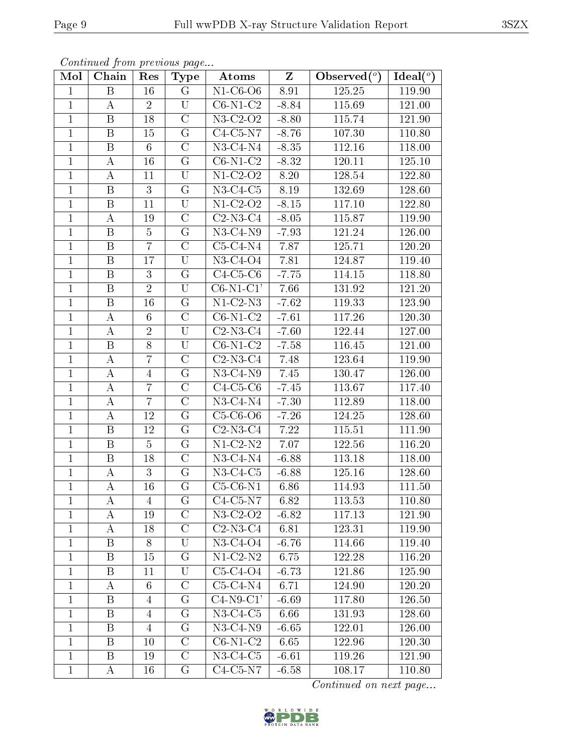*Continued from previous page...*

| Mol | Chain | Res | Type | Atoms | Z | Observed(°) | Ideal(°) |
|---|---|---|---|---|---|---|---|
| 1 | B | 16 | G | N1-C6-O6 | 8.91 | 125.25 | 119.90 |
| 1 | A | 2 | U | C6-N1-C2 | -8.84 | 115.69 | 121.00 |
| 1 | B | 18 | C | N3-C2-O2 | -8.80 | 115.74 | 121.90 |
| 1 | B | 15 | G | C4-C5-N7 | -8.76 | 107.30 | 110.80 |
| 1 | B | 6 | C | N3-C4-N4 | -8.35 | 112.16 | 118.00 |
| 1 | A | 16 | G | C6-N1-C2 | -8.32 | 120.11 | 125.10 |
| 1 | A | 11 | U | N1-C2-O2 | 8.20 | 128.54 | 122.80 |
| 1 | B | 3 | G | N3-C4-C5 | 8.19 | 132.69 | 128.60 |
| 1 | B | 11 | U | N1-C2-O2 | -8.15 | 117.10 | 122.80 |
| 1 | A | 19 | C | C2-N3-C4 | -8.05 | 115.87 | 119.90 |
| 1 | B | 5 | G | N3-C4-N9 | -7.93 | 121.24 | 126.00 |
| 1 | B | 7 | C | C5-C4-N4 | 7.87 | 125.71 | 120.20 |
| 1 | B | 17 | U | N3-C4-O4 | 7.81 | 124.87 | 119.40 |
| 1 | B | 3 | G | C4-C5-C6 | -7.75 | 114.15 | 118.80 |
| 1 | B | 2 | U | C6-N1-C1' | 7.66 | 131.92 | 121.20 |
| 1 | B | 16 | G | N1-C2-N3 | -7.62 | 119.33 | 123.90 |
| 1 | A | 6 | C | C6-N1-C2 | -7.61 | 117.26 | 120.30 |
| 1 | A | 2 | U | C2-N3-C4 | -7.60 | 122.44 | 127.00 |
| 1 | B | 8 | U | C6-N1-C2 | -7.58 | 116.45 | 121.00 |
| 1 | A | 7 | C | C2-N3-C4 | 7.48 | 123.64 | 119.90 |
| 1 | A | 4 | G | N3-C4-N9 | 7.45 | 130.47 | 126.00 |
| 1 | A | 7 | C | C4-C5-C6 | -7.45 | 113.67 | 117.40 |
| 1 | A | 7 | C | N3-C4-N4 | -7.30 | 112.89 | 118.00 |
| 1 | A | 12 | G | C5-C6-O6 | -7.26 | 124.25 | 128.60 |
| 1 | B | 12 | G | C2-N3-C4 | 7.22 | 115.51 | 111.90 |
| 1 | B | 5 | G | N1-C2-N2 | 7.07 | 122.56 | 116.20 |
| 1 | B | 18 | C | N3-C4-N4 | -6.88 | 113.18 | 118.00 |
| 1 | A | 3 | G | N3-C4-C5 | -6.88 | 125.16 | 128.60 |
| 1 | A | 16 | G | C5-C6-N1 | 6.86 | 114.93 | 111.50 |
| 1 | A | 4 | G | C4-C5-N7 | 6.82 | 113.53 | 110.80 |
| 1 | A | 19 | C | N3-C2-O2 | -6.82 | 117.13 | 121.90 |
| 1 | A | 18 | C | C2-N3-C4 | 6.81 | 123.31 | 119.90 |
| 1 | B | 8 | U | N3-C4-O4 | -6.76 | 114.66 | 119.40 |
| 1 | B | 15 | G | N1-C2-N2 | 6.75 | 122.28 | 116.20 |
| 1 | B | 11 | U | C5-C4-O4 | -6.73 | 121.86 | 125.90 |
| 1 | A | 6 | C | C5-C4-N4 | 6.71 | 124.90 | 120.20 |
| 1 | B | 4 | G | C4-N9-C1' | -6.69 | 117.80 | 126.50 |
| 1 | B | 4 | G | N3-C4-C5 | 6.66 | 131.93 | 128.60 |
| 1 | B | 4 | G | N3-C4-N9 | -6.65 | 122.01 | 126.00 |
| 1 | B | 10 | C | C6-N1-C2 | 6.65 | 122.96 | 120.30 |
| 1 | B | 19 | C | N3-C4-C5 | -6.61 | 119.26 | 121.90 |
| 1 | A | 16 | G | C4-C5-N7 | -6.58 | 108.17 | 110.80 |

*Continued on next page...*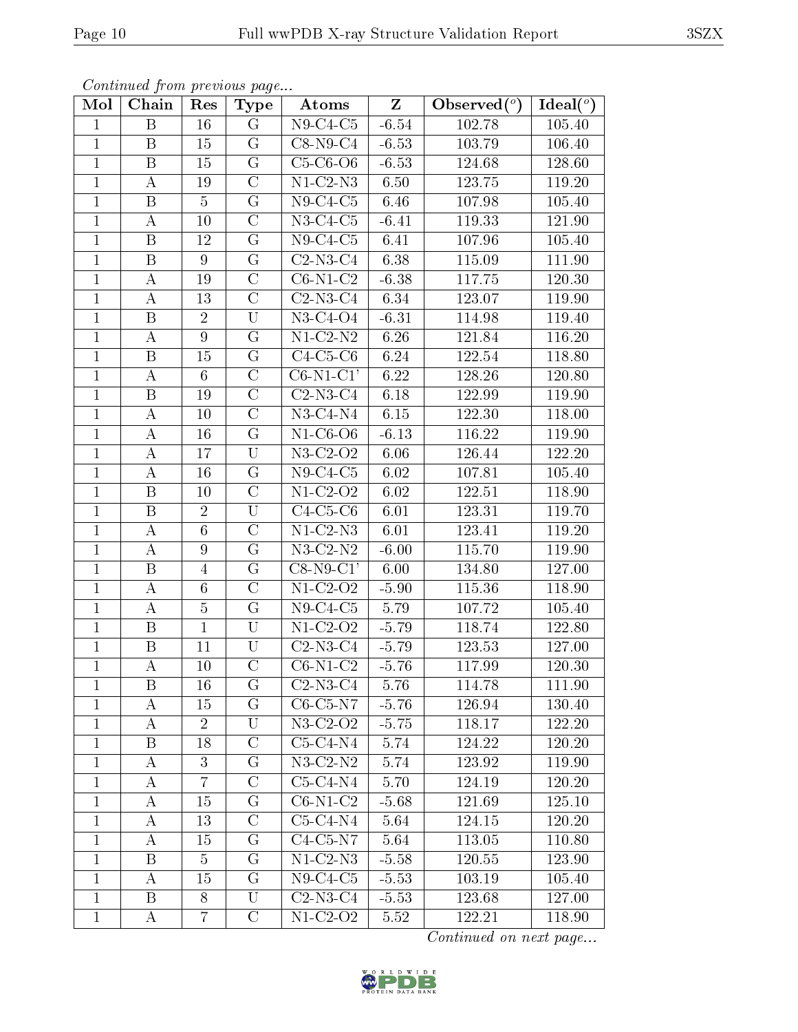*Continued from previous page...*

| Mol | Chain | Res | Type | Atoms | Z | Observed(°) | Ideal(°) |
|---|---|---|---|---|---|---|---|
| 1 | B | 16 | G | N9-C4-C5 | -6.54 | 102.78 | 105.40 |
| 1 | B | 15 | G | C8-N9-C4 | -6.53 | 103.79 | 106.40 |
| 1 | B | 15 | G | C5-C6-O6 | -6.53 | 124.68 | 128.60 |
| 1 | A | 19 | C | N1-C2-N3 | 6.50 | 123.75 | 119.20 |
| 1 | B | 5 | G | N9-C4-C5 | 6.46 | 107.98 | 105.40 |
| 1 | A | 10 | C | N3-C4-C5 | -6.41 | 119.33 | 121.90 |
| 1 | B | 12 | G | N9-C4-C5 | 6.41 | 107.96 | 105.40 |
| 1 | B | 9 | G | C2-N3-C4 | 6.38 | 115.09 | 111.90 |
| 1 | A | 19 | C | C6-N1-C2 | -6.38 | 117.75 | 120.30 |
| 1 | A | 13 | C | C2-N3-C4 | 6.34 | 123.07 | 119.90 |
| 1 | B | 2 | U | N3-C4-O4 | -6.31 | 114.98 | 119.40 |
| 1 | A | 9 | G | N1-C2-N2 | 6.26 | 121.84 | 116.20 |
| 1 | B | 15 | G | C4-C5-C6 | 6.24 | 122.54 | 118.80 |
| 1 | A | 6 | C | C6-N1-C1' | 6.22 | 128.26 | 120.80 |
| 1 | B | 19 | C | C2-N3-C4 | 6.18 | 122.99 | 119.90 |
| 1 | A | 10 | C | N3-C4-N4 | 6.15 | 122.30 | 118.00 |
| 1 | A | 16 | G | N1-C6-O6 | -6.13 | 116.22 | 119.90 |
| 1 | A | 17 | U | N3-C2-O2 | 6.06 | 126.44 | 122.20 |
| 1 | A | 16 | G | N9-C4-C5 | 6.02 | 107.81 | 105.40 |
| 1 | B | 10 | C | N1-C2-O2 | 6.02 | 122.51 | 118.90 |
| 1 | B | 2 | U | C4-C5-C6 | 6.01 | 123.31 | 119.70 |
| 1 | A | 6 | C | N1-C2-N3 | 6.01 | 123.41 | 119.20 |
| 1 | A | 9 | G | N3-C2-N2 | -6.00 | 115.70 | 119.90 |
| 1 | B | 4 | G | C8-N9-C1' | 6.00 | 134.80 | 127.00 |
| 1 | A | 6 | C | N1-C2-O2 | -5.90 | 115.36 | 118.90 |
| 1 | A | 5 | G | N9-C4-C5 | 5.79 | 107.72 | 105.40 |
| 1 | B | 1 | U | N1-C2-O2 | -5.79 | 118.74 | 122.80 |
| 1 | B | 11 | U | C2-N3-C4 | -5.79 | 123.53 | 127.00 |
| 1 | A | 10 | C | C6-N1-C2 | -5.76 | 117.99 | 120.30 |
| 1 | B | 16 | G | C2-N3-C4 | 5.76 | 114.78 | 111.90 |
| 1 | A | 15 | G | C6-C5-N7 | -5.76 | 126.94 | 130.40 |
| 1 | A | 2 | U | N3-C2-O2 | -5.75 | 118.17 | 122.20 |
| 1 | B | 18 | C | C5-C4-N4 | 5.74 | 124.22 | 120.20 |
| 1 | A | 3 | G | N3-C2-N2 | 5.74 | 123.92 | 119.90 |
| 1 | A | 7 | C | C5-C4-N4 | 5.70 | 124.19 | 120.20 |
| 1 | A | 15 | G | C6-N1-C2 | -5.68 | 121.69 | 125.10 |
| 1 | A | 13 | C | C5-C4-N4 | 5.64 | 124.15 | 120.20 |
| 1 | A | 15 | G | C4-C5-N7 | 5.64 | 113.05 | 110.80 |
| 1 | B | 5 | G | N1-C2-N3 | -5.58 | 120.55 | 123.90 |
| 1 | A | 15 | G | N9-C4-C5 | -5.53 | 103.19 | 105.40 |
| 1 | B | 8 | U | C2-N3-C4 | -5.53 | 123.68 | 127.00 |
| 1 | A | 7 | C | N1-C2-O2 | 5.52 | 122.21 | 118.90 |

*Continued on next page...*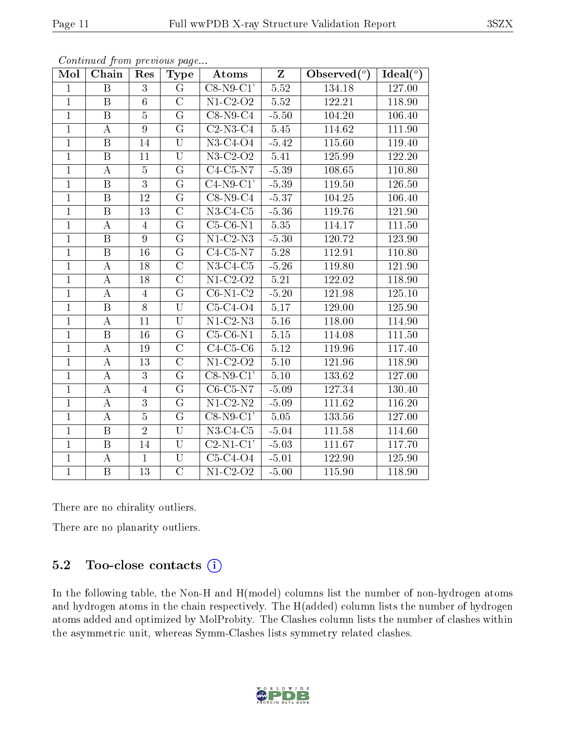*Continued from previous page...*

| Mol | Chain | Res | Type | Atoms | Z | Observed(°) | Ideal(°) |
|---|---|---|---|---|---|---|---|
| 1 | B | 3 | G | C8-N9-C1' | 5.52 | 134.18 | 127.00 |
| 1 | B | 6 | C | N1-C2-O2 | 5.52 | 122.21 | 118.90 |
| 1 | B | 5 | G | C8-N9-C4 | -5.50 | 104.20 | 106.40 |
| 1 | A | 9 | G | C2-N3-C4 | 5.45 | 114.62 | 111.90 |
| 1 | B | 14 | U | N3-C4-O4 | -5.42 | 115.60 | 119.40 |
| 1 | B | 11 | U | N3-C2-O2 | 5.41 | 125.99 | 122.20 |
| 1 | A | 5 | G | C4-C5-N7 | -5.39 | 108.65 | 110.80 |
| 1 | B | 3 | G | C4-N9-C1' | -5.39 | 119.50 | 126.50 |
| 1 | B | 12 | G | C8-N9-C4 | -5.37 | 104.25 | 106.40 |
| 1 | B | 13 | C | N3-C4-C5 | -5.36 | 119.76 | 121.90 |
| 1 | A | 4 | G | C5-C6-N1 | 5.35 | 114.17 | 111.50 |
| 1 | B | 9 | G | N1-C2-N3 | -5.30 | 120.72 | 123.90 |
| 1 | B | 16 | G | C4-C5-N7 | 5.28 | 112.91 | 110.80 |
| 1 | A | 18 | C | N3-C4-C5 | -5.26 | 119.80 | 121.90 |
| 1 | A | 18 | C | N1-C2-O2 | 5.21 | 122.02 | 118.90 |
| 1 | A | 4 | G | C6-N1-C2 | -5.20 | 121.98 | 125.10 |
| 1 | B | 8 | U | C5-C4-O4 | 5.17 | 129.00 | 125.90 |
| 1 | A | 11 | U | N1-C2-N3 | 5.16 | 118.00 | 114.90 |
| 1 | B | 16 | G | C5-C6-N1 | 5.15 | 114.08 | 111.50 |
| 1 | A | 19 | C | C4-C5-C6 | 5.12 | 119.96 | 117.40 |
| 1 | A | 13 | C | N1-C2-O2 | 5.10 | 121.96 | 118.90 |
| 1 | A | 3 | G | C8-N9-C1' | 5.10 | 133.62 | 127.00 |
| 1 | A | 4 | G | C6-C5-N7 | -5.09 | 127.34 | 130.40 |
| 1 | A | 3 | G | N1-C2-N2 | -5.09 | 111.62 | 116.20 |
| 1 | A | 5 | G | C8-N9-C1' | 5.05 | 133.56 | 127.00 |
| 1 | B | 2 | U | N3-C4-C5 | -5.04 | 111.58 | 114.60 |
| 1 | B | 14 | U | C2-N1-C1' | -5.03 | 111.67 | 117.70 |
| 1 | A | 1 | U | C5-C4-O4 | -5.01 | 122.90 | 125.90 |
| 1 | B | 13 | C | N1-C2-O2 | -5.00 | 115.90 | 118.90 |

There are no chirality outliers.

There are no planarity outliers.

### 5.2 Too-close contacts

In the following table, the Non-H and H(model) columns list the number of non-hydrogen atoms and hydrogen atoms in the chain respectively. The H(added) column lists the number of hydrogen atoms added and optimized by MolProbity. The Clashes column lists the number of clashes within the asymmetric unit, whereas Symm-Clashes lists symmetry related clashes.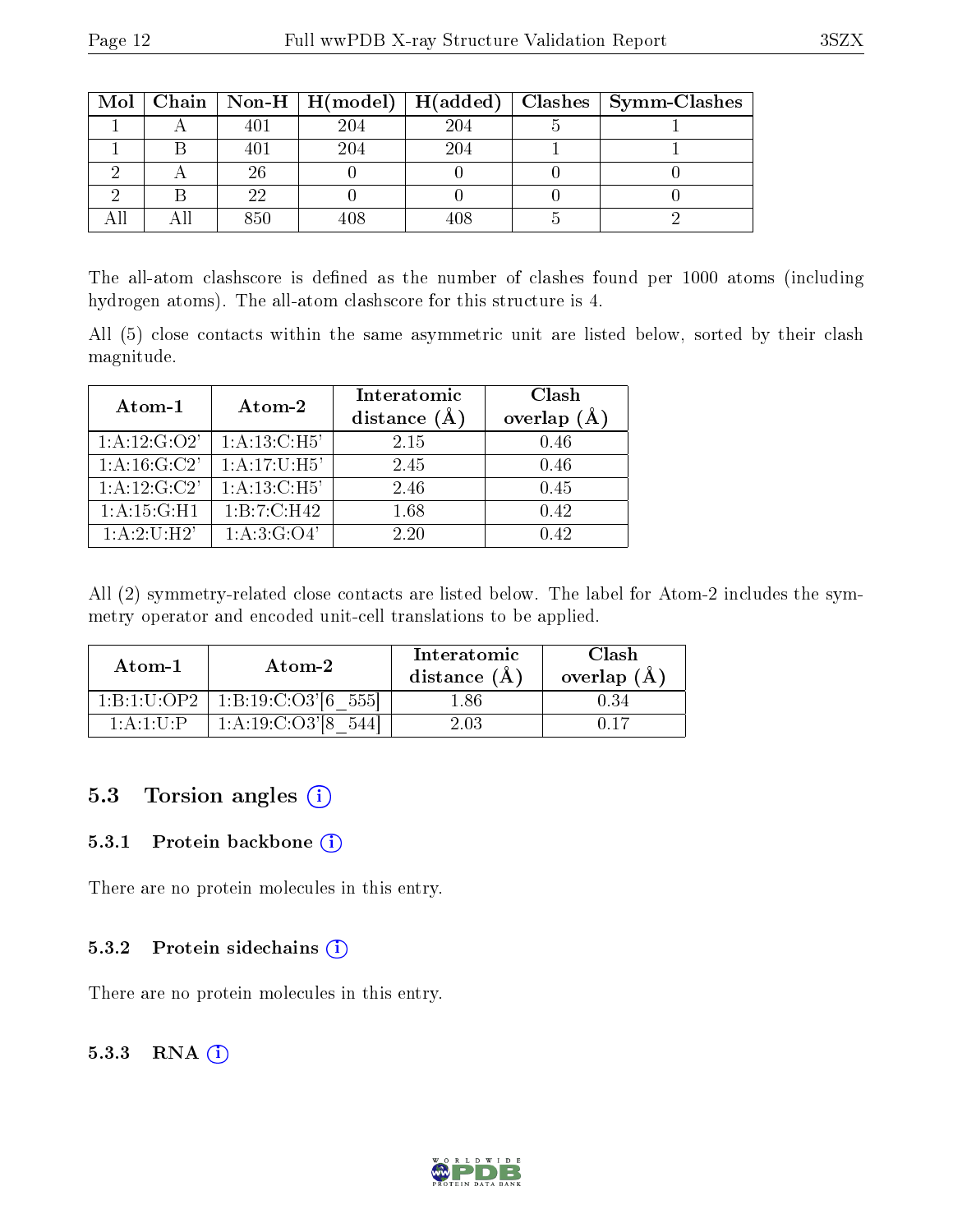| Mol | Chain | Non-H | H(model) | H(added) | Clashes | Symm-Clashes |
| --- | --- | --- | --- | --- | --- | --- |
| 1 | A | 401 | 204 | 204 | 5 | 1 |
| 1 | B | 401 | 204 | 204 | 1 | 1 |
| 2 | A | 26 | 0 | 0 | 0 | 0 |
| 2 | B | 22 | 0 | 0 | 0 | 0 |
| All | All | 850 | 408 | 408 | 5 | 2 |

The all-atom clashscore is defined as the number of clashes found per 1000 atoms (including hydrogen atoms). The all-atom clashscore for this structure is 4.

All (5) close contacts within the same asymmetric unit are listed below, sorted by their clash magnitude.

| Atom-1 | Atom-2 | Interatomic distance (Å) | Clash overlap (Å) |
| --- | --- | --- | --- |
| 1:A:12:G:O2' | 1:A:13:C:H5' | 2.15 | 0.46 |
| 1:A:16:G:C2' | 1:A:17:U:H5' | 2.45 | 0.46 |
| 1:A:12:G:C2' | 1:A:13:C:H5' | 2.46 | 0.45 |
| 1:A:15:G:H1 | 1:B:7:C:H42 | 1.68 | 0.42 |
| 1:A:2:U:H2' | 1:A:3:G:O4' | 2.20 | 0.42 |

All (2) symmetry-related close contacts are listed below. The label for Atom-2 includes the symmetry operator and encoded unit-cell translations to be applied.

| Atom-1 | Atom-2 | Interatomic distance (Å) | Clash overlap (Å) |
| --- | --- | --- | --- |
| 1:B:1:U:OP2 | 1:B:19:C:O3'[6_555] | 1.86 | 0.34 |
| 1:A:1:U:P | 1:A:19:C:O3'[8_544] | 2.03 | 0.17 |

## 5.3 Torsion angles

### 5.3.1 Protein backbone

There are no protein molecules in this entry.

### 5.3.2 Protein sidechains

There are no protein molecules in this entry.

### 5.3.3 RNA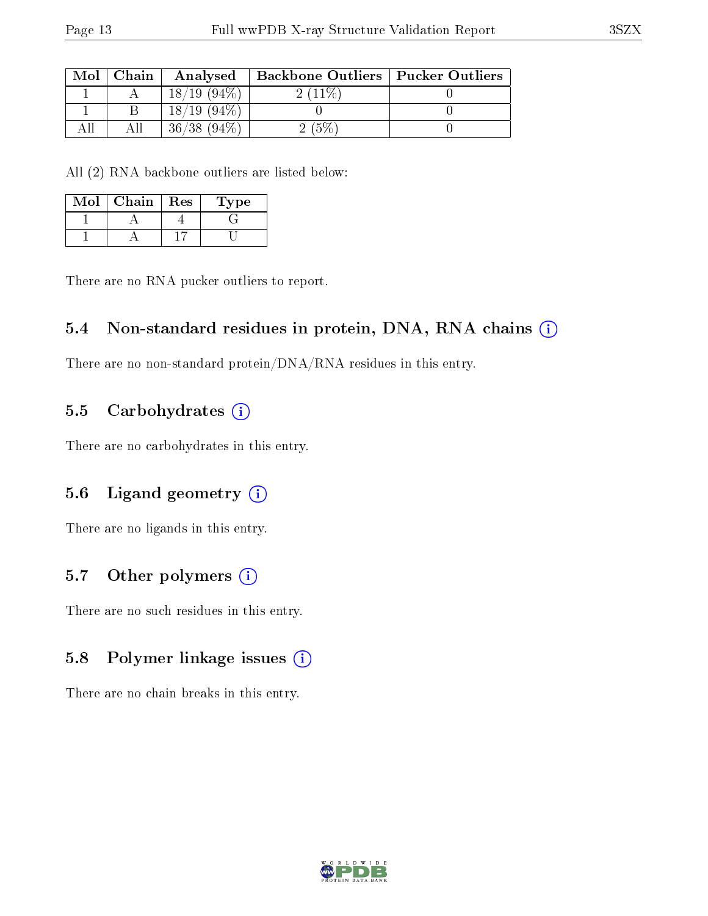| Mol | Chain | Analysed | Backbone Outliers | Pucker Outliers |
|---|---|---|---|---|
| 1 | A | 18/19 (94%) | 2 (11%) | 0 |
| 1 | B | 18/19 (94%) | 0 | 0 |
| All | All | 36/38 (94%) | 2 (5%) | 0 |

All (2) RNA backbone outliers are listed below:

| Mol | Chain | Res | Type |
|---|---|---|---|
| 1 | A | 4 | G |
| 1 | A | 17 | U |

There are no RNA pucker outliers to report.

### 5.4 Non-standard residues in protein, DNA, RNA chains (i)

There are no non-standard protein/DNA/RNA residues in this entry.

### 5.5 Carbohydrates (i)

There are no carbohydrates in this entry.

### 5.6 Ligand geometry (i)

There are no ligands in this entry.

### 5.7 Other polymers (i)

There are no such residues in this entry.

### 5.8 Polymer linkage issues (i)

There are no chain breaks in this entry.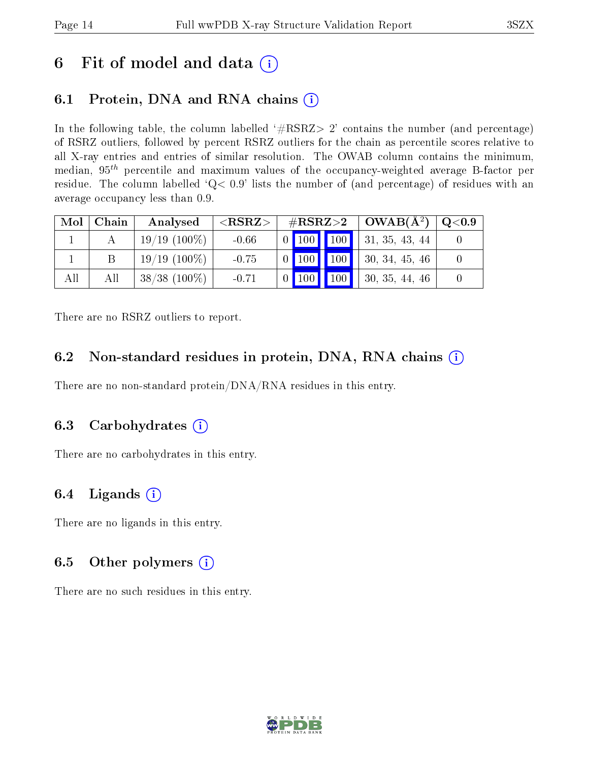# 6 Fit of model and data (i)

## 6.1 Protein, DNA and RNA chains (i)

In the following table, the column labelled '#RSRZ> 2' contains the number (and percentage) of RSRZ outliers, followed by percent RSRZ outliers for the chain as percentile scores relative to all X-ray entries and entries of similar resolution. The OWAB column contains the minimum, median, $95^{th}$ percentile and maximum values of the occupancy-weighted average B-factor per residue. The column labelled 'Q< 0.9' lists the number of (and percentage) of residues with an average occupancy less than 0.9.

| Mol | Chain | Analysed | <RSRZ> | #RSRZ>2 | | | OWAB(Å$^2$) | Q<0.9 |
|---|---|---|---|---|---|---|---|---|
| 1 | A | 19/19 (100%) | -0.66 | 0 | 100 | 100 | 31, 35, 43, 44 | 0 |
| 1 | B | 19/19 (100%) | -0.75 | 0 | 100 | 100 | 30, 34, 45, 46 | 0 |
| All | All | 38/38 (100%) | -0.71 | 0 | 100 | 100 | 30, 35, 44, 46 | 0 |

There are no RSRZ outliers to report.

## 6.2 Non-standard residues in protein, DNA, RNA chains (i)

There are no non-standard protein/DNA/RNA residues in this entry.

## 6.3 Carbohydrates (i)

There are no carbohydrates in this entry.

## 6.4 Ligands (i)

There are no ligands in this entry.

## 6.5 Other polymers (i)

There are no such residues in this entry.